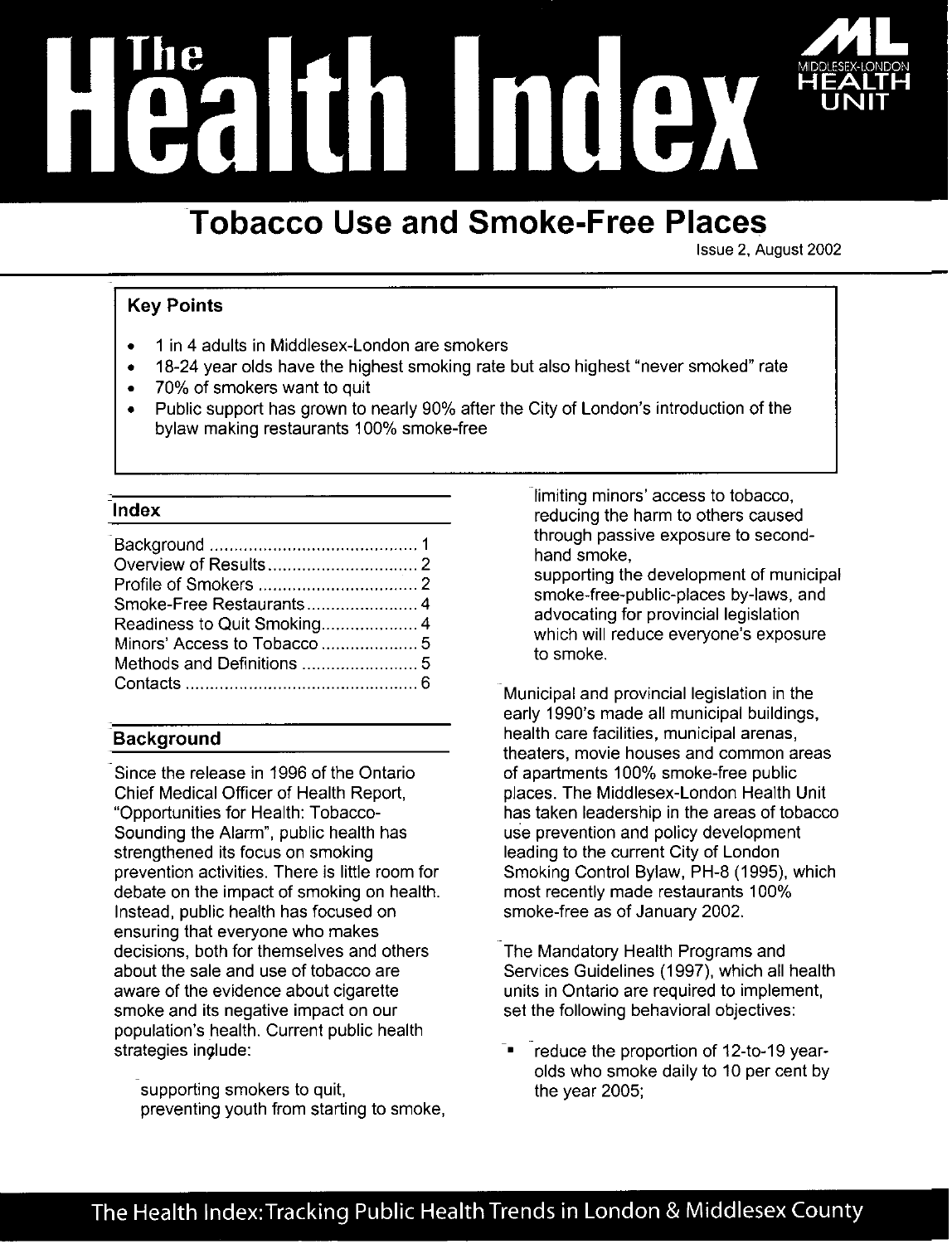# The Health Index

MIDDLESEX-LONDON HEALTH UNIT

## Tobacco Use and Smoke-Free Places

Issue 2, August 2002

### Key Points

- 1 in 4 adults in Middlesex-London are smokers
- 18-24 year olds have the highest smoking rate but also highest "never smoked" rate
- 70% of smokers want to quit
- Public support has grown to nearly 90% after the City of London's introduction of the bylaw making restaurants 100% smoke-free

### Index

Background ........................................ 1
Overview of Results ............................ 2
Profile of Smokers .............................. 2
Smoke-Free Restaurants ..................... 4
Readiness to Quit Smoking .................. 4
Minors' Access to Tobacco .................. 5
Methods and Definitions ...................... 5
Contacts .............................................. 6

### Background

Since the release in 1996 of the Ontario Chief Medical Officer of Health Report, "Opportunities for Health: Tobacco-Sounding the Alarm", public health has strengthened its focus on smoking prevention activities. There is little room for debate on the impact of smoking on health. Instead, public health has focused on ensuring that everyone who makes decisions, both for themselves and others about the sale and use of tobacco are aware of the evidence about cigarette smoke and its negative impact on our population's health. Current public health strategies include:

supporting smokers to quit,
preventing youth from starting to smoke,
limiting minors' access to tobacco,
reducing the harm to others caused through passive exposure to second-hand smoke,
supporting the development of municipal smoke-free-public-places by-laws, and
advocating for provincial legislation which will reduce everyone's exposure to smoke.

Municipal and provincial legislation in the early 1990's made all municipal buildings, health care facilities, municipal arenas, theaters, movie houses and common areas of apartments 100% smoke-free public places. The Middlesex-London Health Unit has taken leadership in the areas of tobacco use prevention and policy development leading to the current City of London Smoking Control Bylaw, PH-8 (1995), which most recently made restaurants 100% smoke-free as of January 2002.

The Mandatory Health Programs and Services Guidelines (1997), which all health units in Ontario are required to implement, set the following behavioral objectives:

- reduce the proportion of 12-to-19 year-olds who smoke daily to 10 per cent by the year 2005;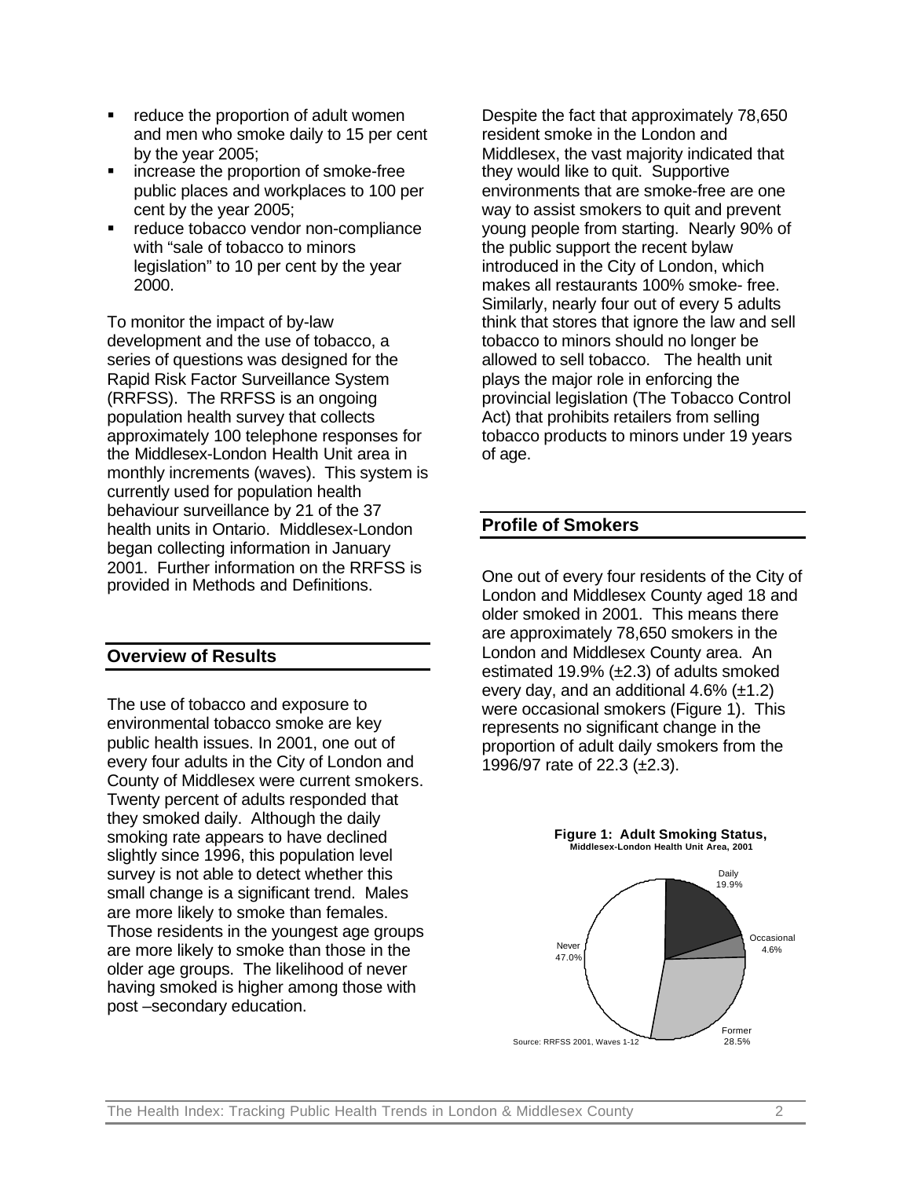- reduce the proportion of adult women and men who smoke daily to 15 per cent by the year 2005;
- increase the proportion of smoke-free public places and workplaces to 100 per cent by the year 2005;
- reduce tobacco vendor non-compliance with "sale of tobacco to minors legislation" to 10 per cent by the year 2000.

To monitor the impact of by-law development and the use of tobacco, a series of questions was designed for the Rapid Risk Factor Surveillance System (RRFSS). The RRFSS is an ongoing population health survey that collects approximately 100 telephone responses for the Middlesex-London Health Unit area in monthly increments (waves). This system is currently used for population health behaviour surveillance by 21 of the 37 health units in Ontario. Middlesex-London began collecting information in January 2001. Further information on the RRFSS is provided in Methods and Definitions.

## Overview of Results

The use of tobacco and exposure to environmental tobacco smoke are key public health issues. In 2001, one out of every four adults in the City of London and County of Middlesex were current smokers. Twenty percent of adults responded that they smoked daily. Although the daily smoking rate appears to have declined slightly since 1996, this population level survey is not able to detect whether this small change is a significant trend. Males are more likely to smoke than females. Those residents in the youngest age groups are more likely to smoke than those in the older age groups. The likelihood of never having smoked is higher among those with post –secondary education.

Despite the fact that approximately 78,650 resident smoke in the London and Middlesex, the vast majority indicated that they would like to quit. Supportive environments that are smoke-free are one way to assist smokers to quit and prevent young people from starting. Nearly 90% of the public support the recent bylaw introduced in the City of London, which makes all restaurants 100% smoke- free. Similarly, nearly four out of every 5 adults think that stores that ignore the law and sell tobacco to minors should no longer be allowed to sell tobacco. The health unit plays the major role in enforcing the provincial legislation (The Tobacco Control Act) that prohibits retailers from selling tobacco products to minors under 19 years of age.

## Profile of Smokers

One out of every four residents of the City of London and Middlesex County aged 18 and older smoked in 2001. This means there are approximately 78,650 smokers in the London and Middlesex County area. An estimated 19.9% (±2.3) of adults smoked every day, and an additional 4.6% (±1.2) were occasional smokers (Figure 1). This represents no significant change in the proportion of adult daily smokers from the 1996/97 rate of 22.3 (±2.3).

**Figure 1: Adult Smoking Status,**
**Middlesex-London Health Unit Area, 2001**

| Smoking Status | Percent |
|---|---|
| Daily | 19.9% |
| Occasional | 4.6% |
| Former | 28.5% |
| Never | 47.0% |

Source: RRFSS 2001, Waves 1-12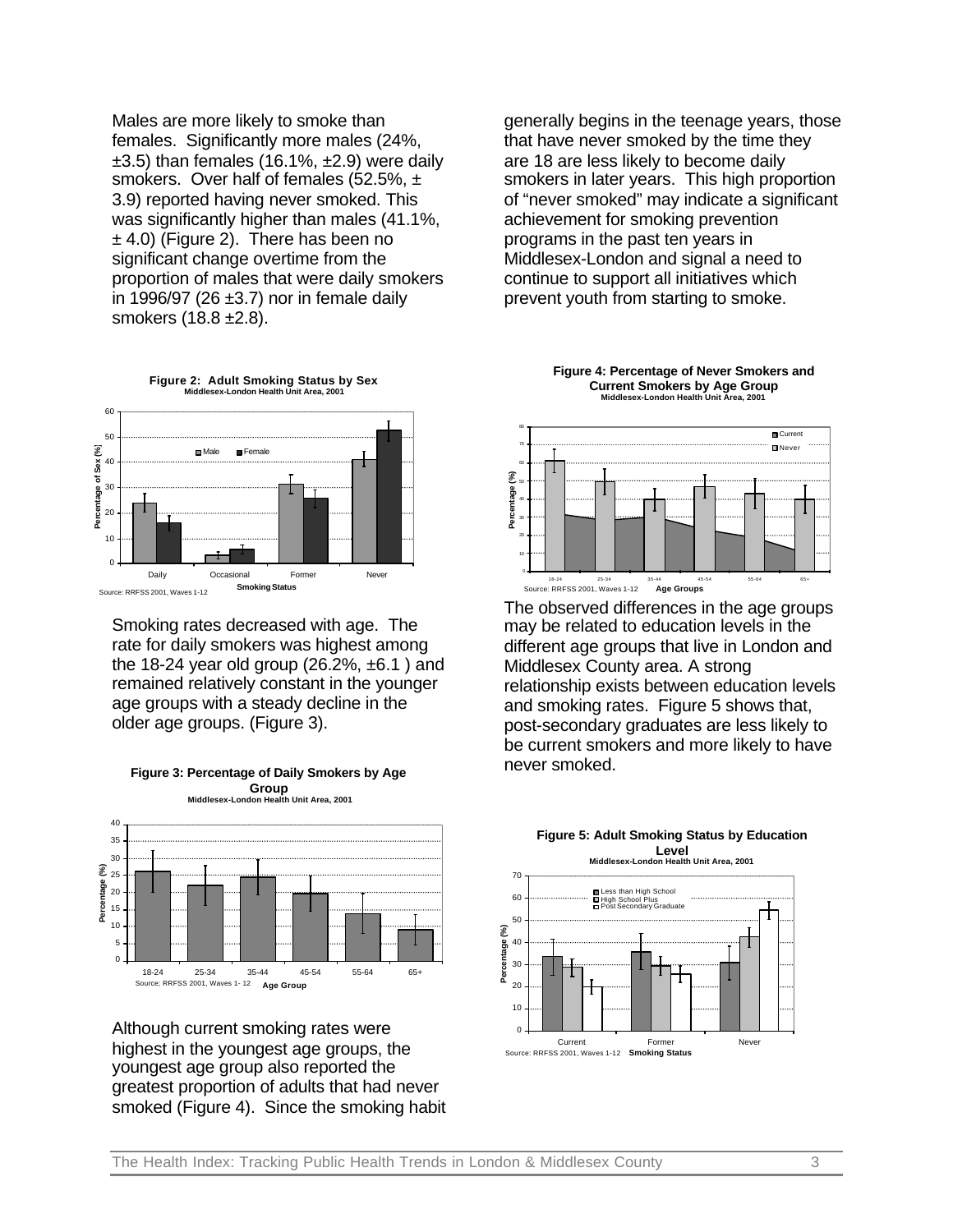Males are more likely to smoke than females. Significantly more males (24%, ±3.5) than females (16.1%, ±2.9) were daily smokers. Over half of females (52.5%, ± 3.9) reported having never smoked. This was significantly higher than males (41.1%, ± 4.0) (Figure 2). There has been no significant change overtime from the proportion of males that were daily smokers in 1996/97 (26 ±3.7) nor in female daily smokers (18.8 ±2.8).

**Figure 2: Adult Smoking Status by Sex**
Middlesex-London Health Unit Area, 2001

Source: RRFSS 2001, Waves 1-12

Smoking rates decreased with age. The rate for daily smokers was highest among the 18-24 year old group (26.2%, ±6.1 ) and remained relatively constant in the younger age groups with a steady decline in the older age groups. (Figure 3).

**Figure 3: Percentage of Daily Smokers by Age Group**
Middlesex-London Health Unit Area, 2001

Source; RRFSS 2001, Waves 1- 12

Although current smoking rates were highest in the youngest age groups, the youngest age group also reported the greatest proportion of adults that had never smoked (Figure 4). Since the smoking habit generally begins in the teenage years, those that have never smoked by the time they are 18 are less likely to become daily smokers in later years. This high proportion of "never smoked" may indicate a significant achievement for smoking prevention programs in the past ten years in Middlesex-London and signal a need to continue to support all initiatives which prevent youth from starting to smoke.

**Figure 4: Percentage of Never Smokers and Current Smokers by Age Group**
Middlesex-London Health Unit Area, 2001

Source: RRFSS 2001, Waves 1-12

The observed differences in the age groups may be related to education levels in the different age groups that live in London and Middlesex County area. A strong relationship exists between education levels and smoking rates. Figure 5 shows that, post-secondary graduates are less likely to be current smokers and more likely to have never smoked.

**Figure 5: Adult Smoking Status by Education Level**
Middlesex-London Health Unit Area, 2001

Source: RRFSS 2001, Waves 1-12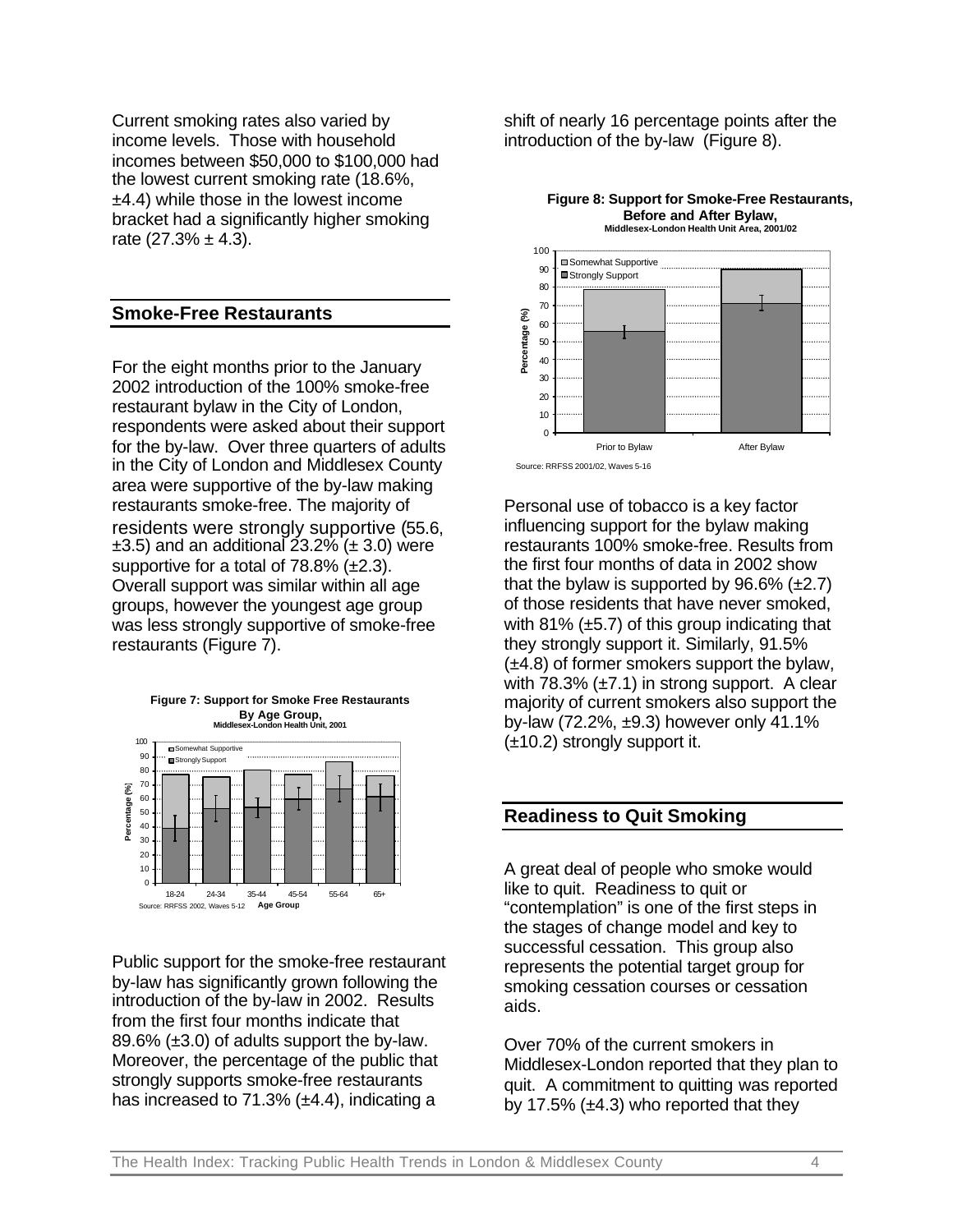Current smoking rates also varied by income levels. Those with household incomes between $50,000 to $100,000 had the lowest current smoking rate (18.6%, ±4.4) while those in the lowest income bracket had a significantly higher smoking rate (27.3% ± 4.3).

## Smoke-Free Restaurants

For the eight months prior to the January 2002 introduction of the 100% smoke-free restaurant bylaw in the City of London, respondents were asked about their support for the by-law. Over three quarters of adults in the City of London and Middlesex County area were supportive of the by-law making restaurants smoke-free. The majority of residents were strongly supportive (55.6, ±3.5) and an additional 23.2% (± 3.0) were supportive for a total of 78.8% (±2.3). Overall support was similar within all age groups, however the youngest age group was less strongly supportive of smoke-free restaurants (Figure 7).

**Figure 7: Support for Smoke Free Restaurants By Age Group, Middlesex-London Health Unit, 2001**

Source: RRFSS 2002, Waves 5-12

Public support for the smoke-free restaurant by-law has significantly grown following the introduction of the by-law in 2002. Results from the first four months indicate that 89.6% (±3.0) of adults support the by-law. Moreover, the percentage of the public that strongly supports smoke-free restaurants has increased to 71.3% (±4.4), indicating a shift of nearly 16 percentage points after the introduction of the by-law (Figure 8).

**Figure 8: Support for Smoke-Free Restaurants, Before and After Bylaw, Middlesex-London Health Unit Area, 2001/02**

Source: RRFSS 2001/02, Waves 5-16

Personal use of tobacco is a key factor influencing support for the bylaw making restaurants 100% smoke-free. Results from the first four months of data in 2002 show that the bylaw is supported by 96.6% (±2.7) of those residents that have never smoked, with 81% (±5.7) of this group indicating that they strongly support it. Similarly, 91.5% (±4.8) of former smokers support the bylaw, with 78.3% (±7.1) in strong support. A clear majority of current smokers also support the by-law (72.2%, ±9.3) however only 41.1% (±10.2) strongly support it.

## Readiness to Quit Smoking

A great deal of people who smoke would like to quit. Readiness to quit or "contemplation" is one of the first steps in the stages of change model and key to successful cessation. This group also represents the potential target group for smoking cessation courses or cessation aids.

Over 70% of the current smokers in Middlesex-London reported that they plan to quit. A commitment to quitting was reported by 17.5% (±4.3) who reported that they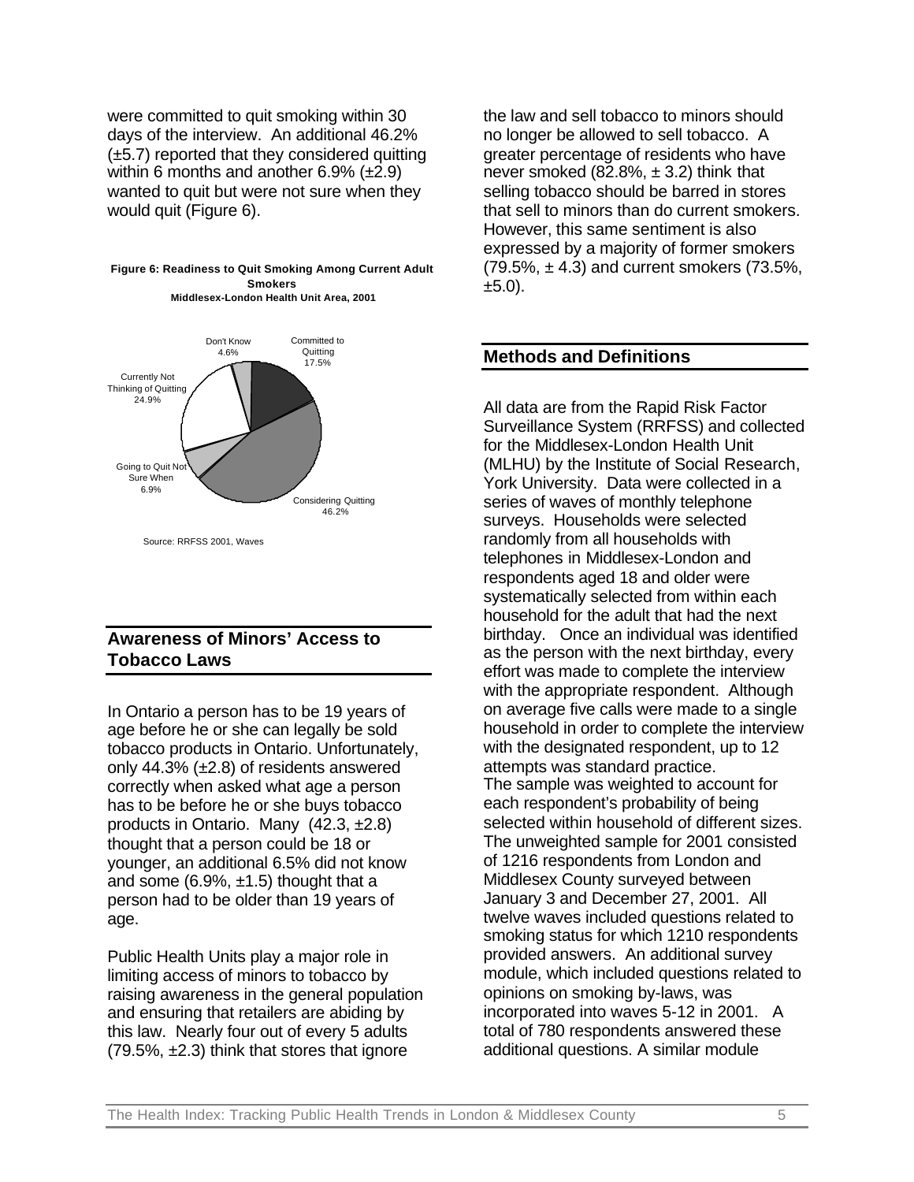were committed to quit smoking within 30 days of the interview. An additional 46.2% (±5.7) reported that they considered quitting within 6 months and another 6.9% (±2.9) wanted to quit but were not sure when they would quit (Figure 6).

**Figure 6: Readiness to Quit Smoking Among Current Adult Smokers**
**Middlesex-London Health Unit Area, 2001**

| Category | Percent |
|---|---|
| Committed to Quitting | 17.5% |
| Considering Quitting | 46.2% |
| Going to Quit Not Sure When | 6.9% |
| Currently Not Thinking of Quitting | 24.9% |
| Don't Know | 4.6% |

Source: RRFSS 2001, Waves

## Awareness of Minors' Access to Tobacco Laws

In Ontario a person has to be 19 years of age before he or she can legally be sold tobacco products in Ontario. Unfortunately, only 44.3% (±2.8) of residents answered correctly when asked what age a person has to be before he or she buys tobacco products in Ontario. Many (42.3, ±2.8) thought that a person could be 18 or younger, an additional 6.5% did not know and some (6.9%, ±1.5) thought that a person had to be older than 19 years of age.

Public Health Units play a major role in limiting access of minors to tobacco by raising awareness in the general population and ensuring that retailers are abiding by this law. Nearly four out of every 5 adults (79.5%, ±2.3) think that stores that ignore the law and sell tobacco to minors should no longer be allowed to sell tobacco. A greater percentage of residents who have never smoked (82.8%, ± 3.2) think that selling tobacco should be barred in stores that sell to minors than do current smokers. However, this same sentiment is also expressed by a majority of former smokers (79.5%, ± 4.3) and current smokers (73.5%, ±5.0).

## Methods and Definitions

All data are from the Rapid Risk Factor Surveillance System (RRFSS) and collected for the Middlesex-London Health Unit (MLHU) by the Institute of Social Research, York University. Data were collected in a series of waves of monthly telephone surveys. Households were selected randomly from all households with telephones in Middlesex-London and respondents aged 18 and older were systematically selected from within each household for the adult that had the next birthday. Once an individual was identified as the person with the next birthday, every effort was made to complete the interview with the appropriate respondent. Although on average five calls were made to a single household in order to complete the interview with the designated respondent, up to 12 attempts was standard practice.

The sample was weighted to account for each respondent's probability of being selected within household of different sizes. The unweighted sample for 2001 consisted of 1216 respondents from London and Middlesex County surveyed between January 3 and December 27, 2001. All twelve waves included questions related to smoking status for which 1210 respondents provided answers. An additional survey module, which included questions related to opinions on smoking by-laws, was incorporated into waves 5-12 in 2001. A total of 780 respondents answered these additional questions. A similar module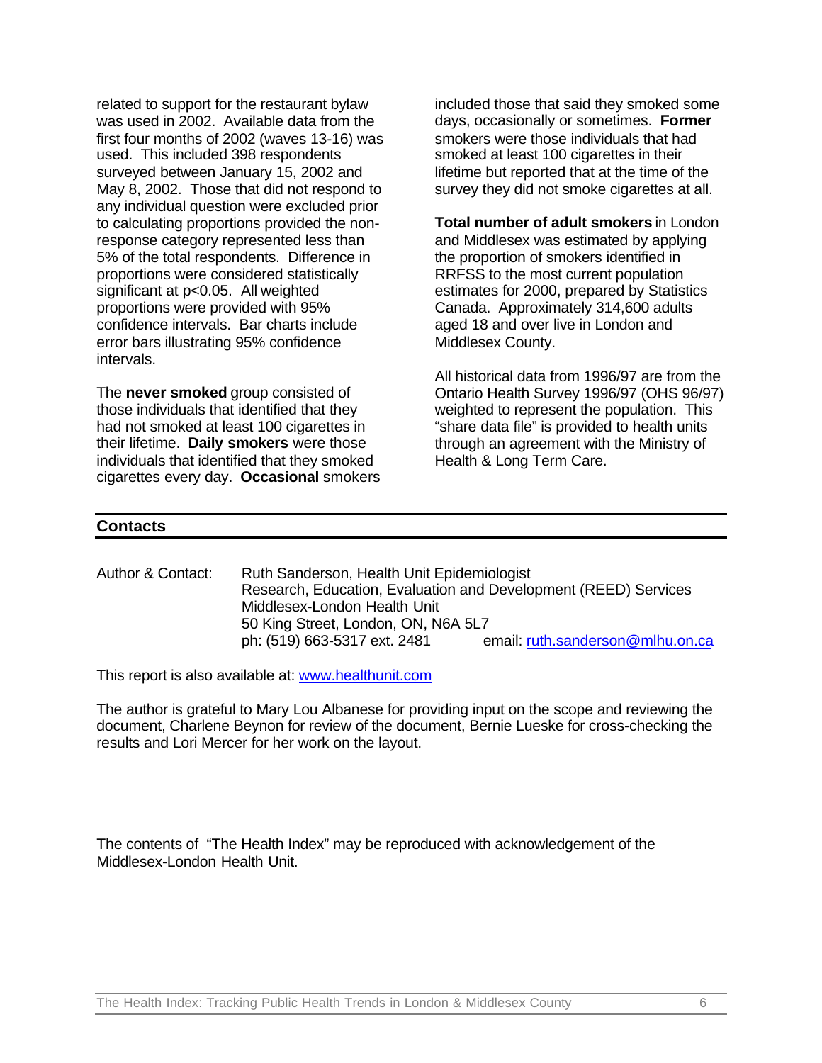related to support for the restaurant bylaw was used in 2002. Available data from the first four months of 2002 (waves 13-16) was used. This included 398 respondents surveyed between January 15, 2002 and May 8, 2002. Those that did not respond to any individual question were excluded prior to calculating proportions provided the non-response category represented less than 5% of the total respondents. Difference in proportions were considered statistically significant at $p<0.05$. All weighted proportions were provided with 95% confidence intervals. Bar charts include error bars illustrating 95% confidence intervals.

The **never smoked** group consisted of those individuals that identified that they had not smoked at least 100 cigarettes in their lifetime. **Daily smokers** were those individuals that identified that they smoked cigarettes every day. **Occasional** smokers included those that said they smoked some days, occasionally or sometimes. **Former** smokers were those individuals that had smoked at least 100 cigarettes in their lifetime but reported that at the time of the survey they did not smoke cigarettes at all.

**Total number of adult smokers** in London and Middlesex was estimated by applying the proportion of smokers identified in RRFSS to the most current population estimates for 2000, prepared by Statistics Canada. Approximately 314,600 adults aged 18 and over live in London and Middlesex County.

All historical data from 1996/97 are from the Ontario Health Survey 1996/97 (OHS 96/97) weighted to represent the population. This "share data file" is provided to health units through an agreement with the Ministry of Health & Long Term Care.

## Contacts

Author & Contact: Ruth Sanderson, Health Unit Epidemiologist
Research, Education, Evaluation and Development (REED) Services
Middlesex-London Health Unit
50 King Street, London, ON, N6A 5L7
ph: (519) 663-5317 ext. 2481 email: ruth.sanderson@mlhu.on.ca

This report is also available at: www.healthunit.com

The author is grateful to Mary Lou Albanese for providing input on the scope and reviewing the document, Charlene Beynon for review of the document, Bernie Lueske for cross-checking the results and Lori Mercer for her work on the layout.

The contents of "The Health Index" may be reproduced with acknowledgement of the Middlesex-London Health Unit.